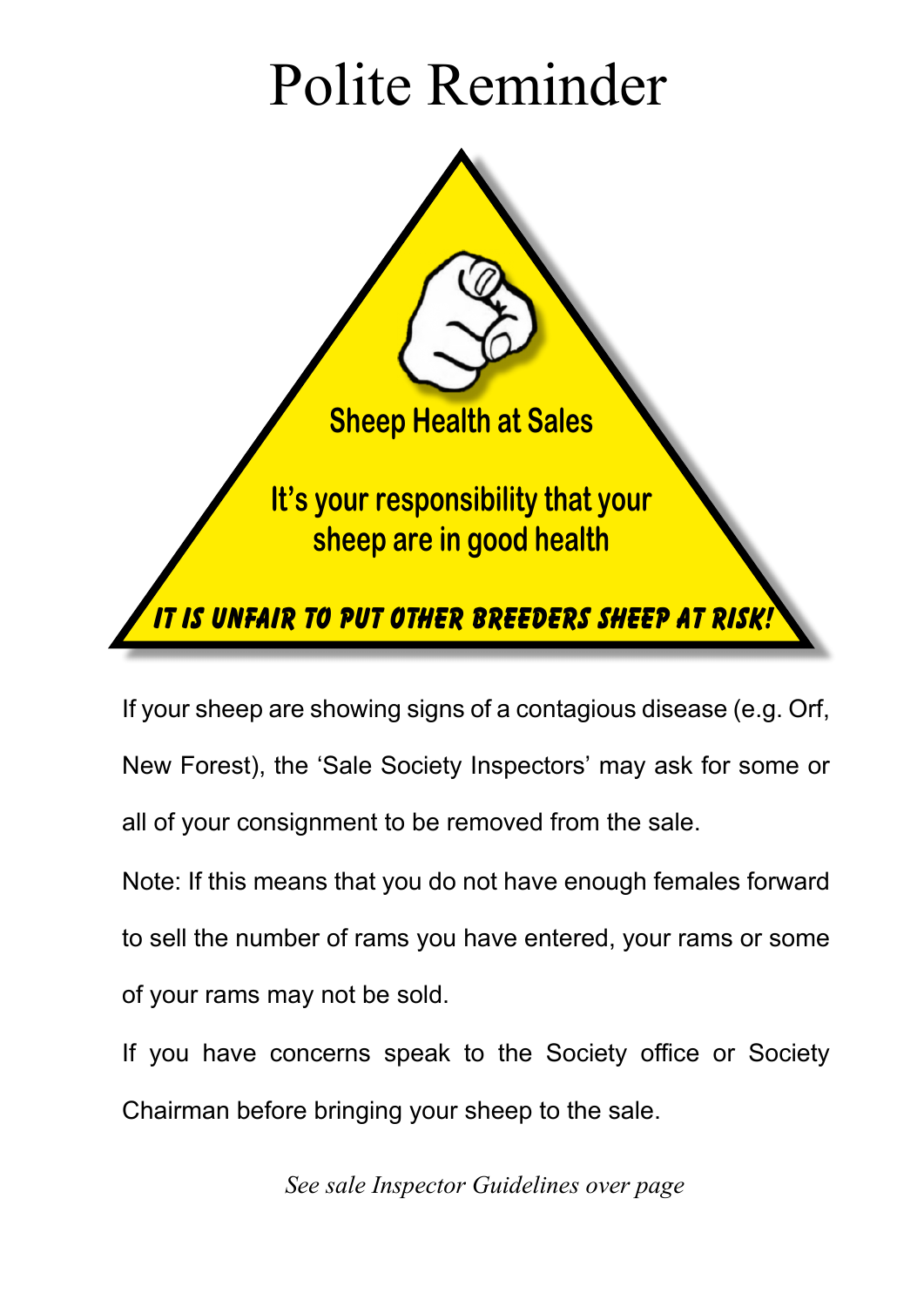# Polite Reminder

**Sheep Health at Sales**

**It's your responsibility that your sheep are in good health**

***IT IS UNFAIR TO PUT OTHER BREEDERS SHEEP AT RISK!***

If your sheep are showing signs of a contagious disease (e.g. Orf, New Forest), the 'Sale Society Inspectors' may ask for some or all of your consignment to be removed from the sale.

Note: If this means that you do not have enough females forward to sell the number of rams you have entered, your rams or some of your rams may not be sold.

If you have concerns speak to the Society office or Society Chairman before bringing your sheep to the sale.

*See sale Inspector Guidelines over page*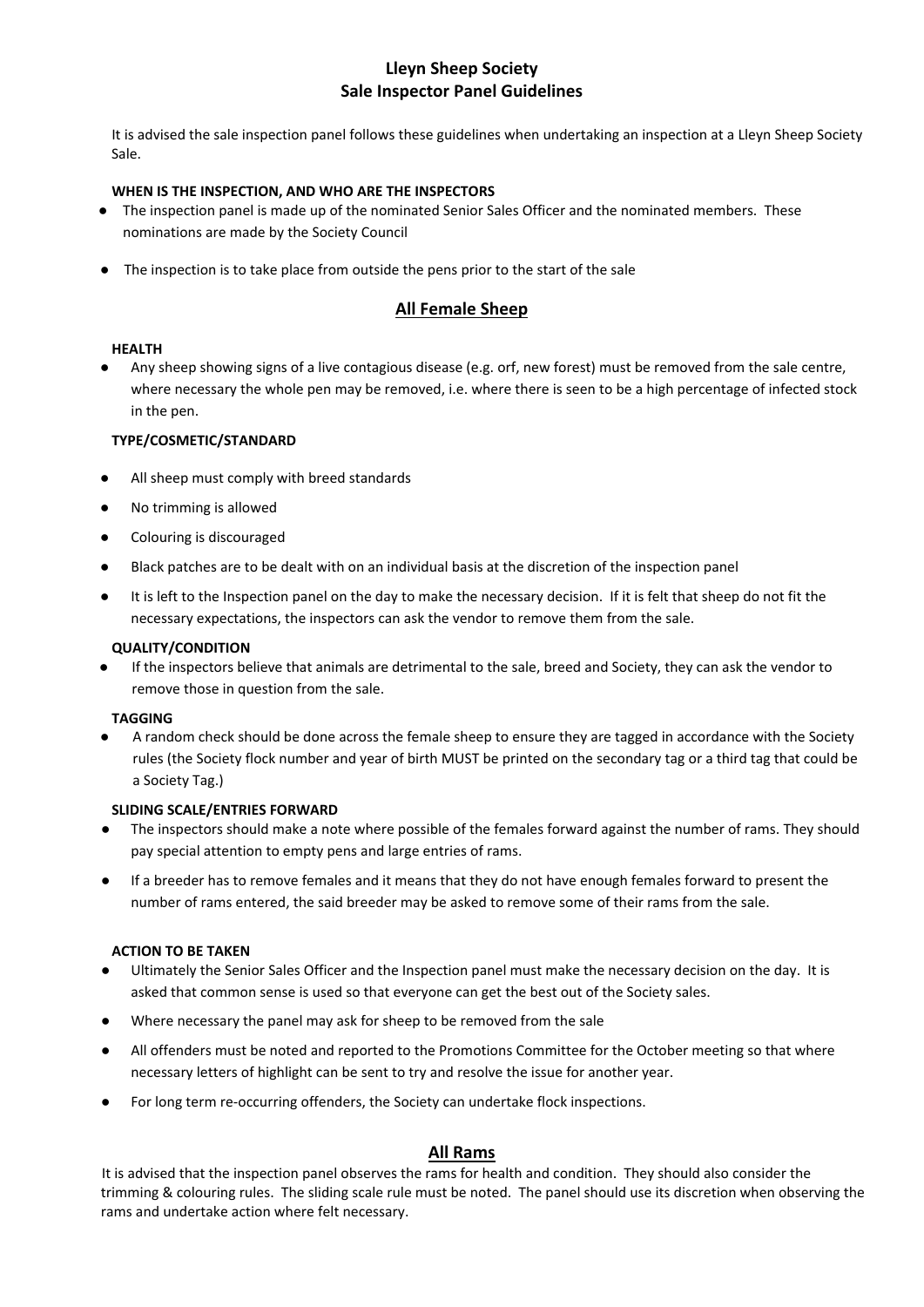# Lleyn Sheep Society
# Sale Inspector Panel Guidelines

It is advised the sale inspection panel follows these guidelines when undertaking an inspection at a Lleyn Sheep Society Sale.

**WHEN IS THE INSPECTION, AND WHO ARE THE INSPECTORS**

- The inspection panel is made up of the nominated Senior Sales Officer and the nominated members. These nominations are made by the Society Council
- The inspection is to take place from outside the pens prior to the start of the sale

## All Female Sheep

**HEALTH**

- Any sheep showing signs of a live contagious disease (e.g. orf, new forest) must be removed from the sale centre, where necessary the whole pen may be removed, i.e. where there is seen to be a high percentage of infected stock in the pen.

**TYPE/COSMETIC/STANDARD**

- All sheep must comply with breed standards
- No trimming is allowed
- Colouring is discouraged
- Black patches are to be dealt with on an individual basis at the discretion of the inspection panel
- It is left to the Inspection panel on the day to make the necessary decision. If it is felt that sheep do not fit the necessary expectations, the inspectors can ask the vendor to remove them from the sale.

**QUALITY/CONDITION**

- If the inspectors believe that animals are detrimental to the sale, breed and Society, they can ask the vendor to remove those in question from the sale.

**TAGGING**

- A random check should be done across the female sheep to ensure they are tagged in accordance with the Society rules (the Society flock number and year of birth MUST be printed on the secondary tag or a third tag that could be a Society Tag.)

**SLIDING SCALE/ENTRIES FORWARD**

- The inspectors should make a note where possible of the females forward against the number of rams. They should pay special attention to empty pens and large entries of rams.
- If a breeder has to remove females and it means that they do not have enough females forward to present the number of rams entered, the said breeder may be asked to remove some of their rams from the sale.

**ACTION TO BE TAKEN**

- Ultimately the Senior Sales Officer and the Inspection panel must make the necessary decision on the day. It is asked that common sense is used so that everyone can get the best out of the Society sales.
- Where necessary the panel may ask for sheep to be removed from the sale
- All offenders must be noted and reported to the Promotions Committee for the October meeting so that where necessary letters of highlight can be sent to try and resolve the issue for another year.
- For long term re-occurring offenders, the Society can undertake flock inspections.

## All Rams

It is advised that the inspection panel observes the rams for health and condition. They should also consider the trimming & colouring rules. The sliding scale rule must be noted. The panel should use its discretion when observing the rams and undertake action where felt necessary.